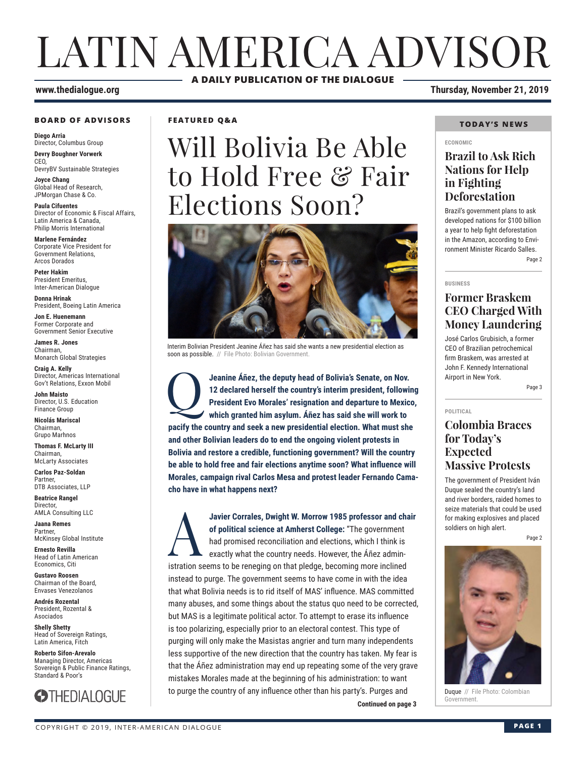# LATIN AMERICA ADVISOR

**A DAILY PUBLICATION OF THE DIALOGUE**

www.thedialogue.org

Thursday, November 21, 2019

## BOARD OF ADVISORS

**Diego Arria**
Director, Columbus Group

**Devry Boughner Vorwerk**
CEO,
DevryBV Sustainable Strategies

**Joyce Chang**
Global Head of Research,
JPMorgan Chase & Co.

**Paula Cifuentes**
Director of Economic & Fiscal Affairs,
Latin America & Canada,
Philip Morris International

**Marlene Fernández**
Corporate Vice President for
Government Relations,
Arcos Dorados

**Peter Hakim**
President Emeritus,
Inter-American Dialogue

**Donna Hrinak**
President, Boeing Latin America

**Jon E. Huenemann**
Former Corporate and
Government Senior Executive

**James R. Jones**
Chairman,
Monarch Global Strategies

**Craig A. Kelly**
Director, Americas International
Gov't Relations, Exxon Mobil

**John Maisto**
Director, U.S. Education
Finance Group

**Nicolás Mariscal**
Chairman,
Grupo Marhnos

**Thomas F. McLarty III**
Chairman,
McLarty Associates

**Carlos Paz-Soldan**
Partner,
DTB Associates, LLP

**Beatrice Rangel**
Director,
AMLA Consulting LLC

**Jaana Remes**
Partner,
McKinsey Global Institute

**Ernesto Revilla**
Head of Latin American
Economics, Citi

**Gustavo Roosen**
Chairman of the Board,
Envases Venezolanos

**Andrés Rozental**
President, Rozental &
Asociados

**Shelly Shetty**
Head of Sovereign Ratings,
Latin America, Fitch

**Roberto Sifon-Arevalo**
Managing Director, Americas
Sovereign & Public Finance Ratings,
Standard & Poor's

THEDIALOGUE

## FEATURED Q&A

# Will Bolivia Be Able to Hold Free & Fair Elections Soon?

Interim Bolivian President Jeanine Áñez has said she wants a new presidential election as soon as possible. // File Photo: Bolivian Government.

**Q: Jeanine Áñez, the deputy head of Bolivia's Senate, on Nov. 12 declared herself the country's interim president, following President Evo Morales' resignation and departure to Mexico, which granted him asylum. Áñez has said she will work to pacify the country and seek a new presidential election. What must she and other Bolivian leaders do to end the ongoing violent protests in Bolivia and restore a credible, functioning government? Will the country be able to hold free and fair elections anytime soon? What influence will Morales, campaign rival Carlos Mesa and protest leader Fernando Camacho have in what happens next?**

**A: Javier Corrales, Dwight W. Morrow 1985 professor and chair of political science at Amherst College:** "The government had promised reconciliation and elections, which I think is exactly what the country needs. However, the Áñez administration seems to be reneging on that pledge, becoming more inclined instead to purge. The government seems to have come in with the idea that what Bolivia needs is to rid itself of MAS' influence. MAS committed many abuses, and some things about the status quo need to be corrected, but MAS is a legitimate political actor. To attempt to erase its influence is too polarizing, especially prior to an electoral contest. This type of purging will only make the Masistas angrier and turn many independents less supportive of the new direction that the country has taken. My fear is that the Áñez administration may end up repeating some of the very grave mistakes Morales made at the beginning of his administration: to want to purge the country of any influence other than his party's. Purges and

**Continued on page 3**

## TODAY'S NEWS

ECONOMIC

### Brazil to Ask Rich Nations for Help in Fighting Deforestation

Brazil's government plans to ask developed nations for $100 billion a year to help fight deforestation in the Amazon, according to Environment Minister Ricardo Salles.

Page 2

BUSINESS

### Former Braskem CEO Charged With Money Laundering

José Carlos Grubisich, a former CEO of Brazilian petrochemical firm Braskem, was arrested at John F. Kennedy International Airport in New York.

Page 3

POLITICAL

### Colombia Braces for Today's Expected Massive Protests

The government of President Iván Duque sealed the country's land and river borders, raided homes to seize materials that could be used for making explosives and placed soldiers on high alert.

Page 2

Duque // File Photo: Colombian Government.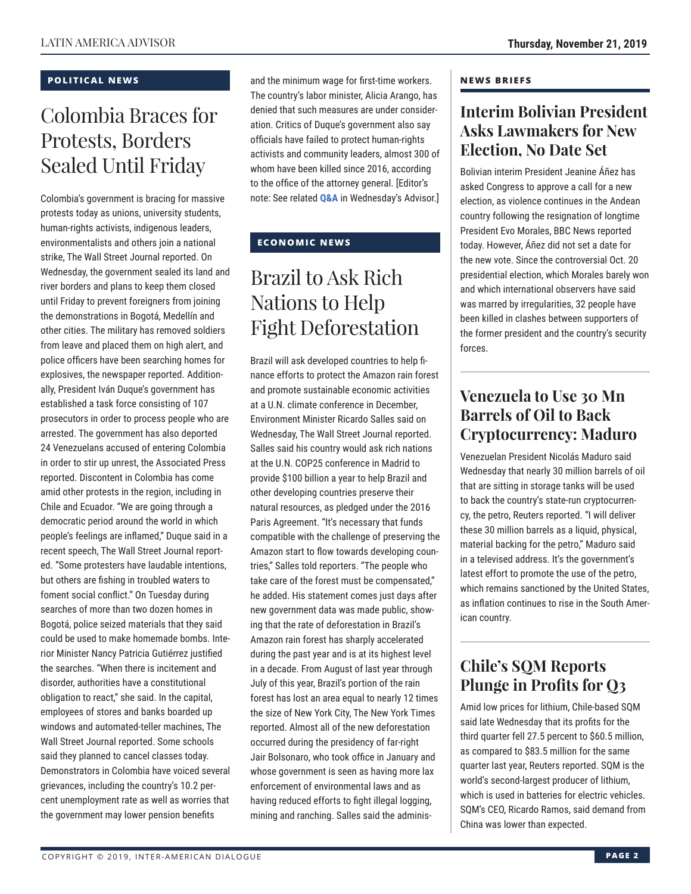## POLITICAL NEWS

# Colombia Braces for Protests, Borders Sealed Until Friday

Colombia's government is bracing for massive protests today as unions, university students, human-rights activists, indigenous leaders, environmentalists and others join a national strike, The Wall Street Journal reported. On Wednesday, the government sealed its land and river borders and plans to keep them closed until Friday to prevent foreigners from joining the demonstrations in Bogotá, Medellín and other cities. The military has removed soldiers from leave and placed them on high alert, and police officers have been searching homes for explosives, the newspaper reported. Additionally, President Iván Duque's government has established a task force consisting of 107 prosecutors in order to process people who are arrested. The government has also deported 24 Venezuelans accused of entering Colombia in order to stir up unrest, the Associated Press reported. Discontent in Colombia has come amid other protests in the region, including in Chile and Ecuador. "We are going through a democratic period around the world in which people's feelings are inflamed," Duque said in a recent speech, The Wall Street Journal reported. "Some protesters have laudable intentions, but others are fishing in troubled waters to foment social conflict." On Tuesday during searches of more than two dozen homes in Bogotá, police seized materials that they said could be used to make homemade bombs. Interior Minister Nancy Patricia Gutiérrez justified the searches. "When there is incitement and disorder, authorities have a constitutional obligation to react," she said. In the capital, employees of stores and banks boarded up windows and automated-teller machines, The Wall Street Journal reported. Some schools said they planned to cancel classes today. Demonstrators in Colombia have voiced several grievances, including the country's 10.2 percent unemployment rate as well as worries that the government may lower pension benefits and the minimum wage for first-time workers. The country's labor minister, Alicia Arango, has denied that such measures are under consideration. Critics of Duque's government also say officials have failed to protect human-rights activists and community leaders, almost 300 of whom have been killed since 2016, according to the office of the attorney general. [Editor's note: See related **Q&A** in Wednesday's Advisor.]

## ECONOMIC NEWS

# Brazil to Ask Rich Nations to Help Fight Deforestation

Brazil will ask developed countries to help finance efforts to protect the Amazon rain forest and promote sustainable economic activities at a U.N. climate conference in December, Environment Minister Ricardo Salles said on Wednesday, The Wall Street Journal reported. Salles said his country would ask rich nations at the U.N. COP25 conference in Madrid to provide $100 billion a year to help Brazil and other developing countries preserve their natural resources, as pledged under the 2016 Paris Agreement. "It's necessary that funds compatible with the challenge of preserving the Amazon start to flow towards developing countries," Salles told reporters. "The people who take care of the forest must be compensated," he added. His statement comes just days after new government data was made public, showing that the rate of deforestation in Brazil's Amazon rain forest has sharply accelerated during the past year and is at its highest level in a decade. From August of last year through July of this year, Brazil's portion of the rain forest has lost an area equal to nearly 12 times the size of New York City, The New York Times reported. Almost all of the new deforestation occurred during the presidency of far-right Jair Bolsonaro, who took office in January and whose government is seen as having more lax enforcement of environmental laws and as having reduced efforts to fight illegal logging, mining and ranching. Salles said the adminis-

## NEWS BRIEFS

### Interim Bolivian President Asks Lawmakers for New Election, No Date Set

Bolivian interim President Jeanine Áñez has asked Congress to approve a call for a new election, as violence continues in the Andean country following the resignation of longtime President Evo Morales, BBC News reported today. However, Áñez did not set a date for the new vote. Since the controversial Oct. 20 presidential election, which Morales barely won and which international observers have said was marred by irregularities, 32 people have been killed in clashes between supporters of the former president and the country's security forces.

### Venezuela to Use 30 Mn Barrels of Oil to Back Cryptocurrency: Maduro

Venezuelan President Nicolás Maduro said Wednesday that nearly 30 million barrels of oil that are sitting in storage tanks will be used to back the country's state-run cryptocurrency, the petro, Reuters reported. "I will deliver these 30 million barrels as a liquid, physical, material backing for the petro," Maduro said in a televised address. It's the government's latest effort to promote the use of the petro, which remains sanctioned by the United States, as inflation continues to rise in the South American country.

### Chile's SQM Reports Plunge in Profits for Q3

Amid low prices for lithium, Chile-based SQM said late Wednesday that its profits for the third quarter fell 27.5 percent to $60.5 million, as compared to $83.5 million for the same quarter last year, Reuters reported. SQM is the world's second-largest producer of lithium, which is used in batteries for electric vehicles. SQM's CEO, Ricardo Ramos, said demand from China was lower than expected.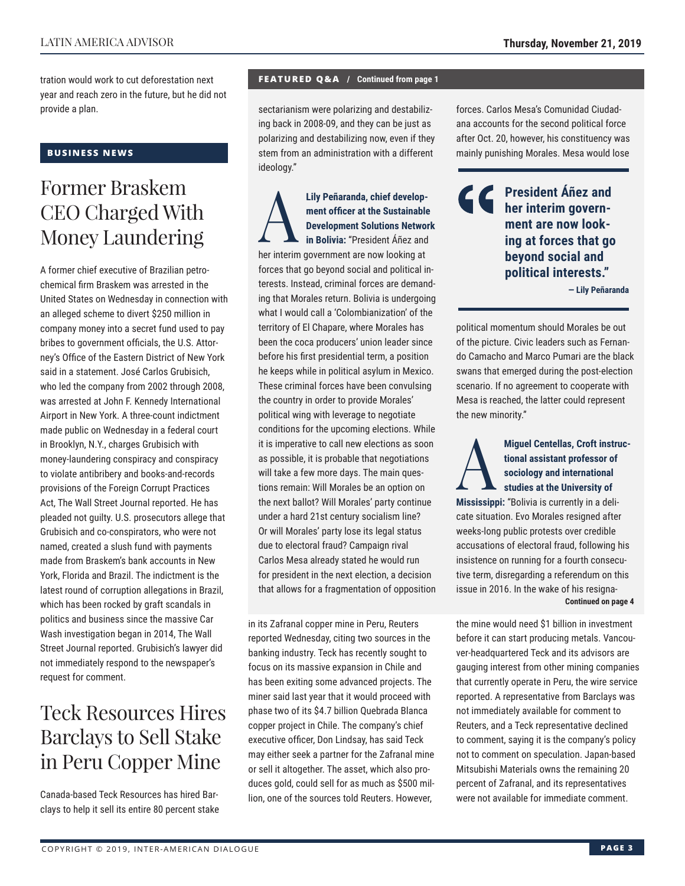tration would work to cut deforestation next year and reach zero in the future, but he did not provide a plan.

## BUSINESS NEWS

# Former Braskem CEO Charged With Money Laundering

A former chief executive of Brazilian petrochemical firm Braskem was arrested in the United States on Wednesday in connection with an alleged scheme to divert $250 million in company money into a secret fund used to pay bribes to government officials, the U.S. Attorney's Office of the Eastern District of New York said in a statement. José Carlos Grubisich, who led the company from 2002 through 2008, was arrested at John F. Kennedy International Airport in New York. A three-count indictment made public on Wednesday in a federal court in Brooklyn, N.Y., charges Grubisich with money-laundering conspiracy and conspiracy to violate antibribery and books-and-records provisions of the Foreign Corrupt Practices Act, The Wall Street Journal reported. He has pleaded not guilty. U.S. prosecutors allege that Grubisich and co-conspirators, who were not named, created a slush fund with payments made from Braskem's bank accounts in New York, Florida and Brazil. The indictment is the latest round of corruption allegations in Brazil, which has been rocked by graft scandals in politics and business since the massive Car Wash investigation began in 2014, The Wall Street Journal reported. Grubisich's lawyer did not immediately respond to the newspaper's request for comment.

# Teck Resources Hires Barclays to Sell Stake in Peru Copper Mine

Canada-based Teck Resources has hired Barclays to help it sell its entire 80 percent stake in its Zafranal copper mine in Peru, Reuters reported Wednesday, citing two sources in the banking industry. Teck has recently sought to focus on its massive expansion in Chile and has been exiting some advanced projects. The miner said last year that it would proceed with phase two of its $4.7 billion Quebrada Blanca copper project in Chile. The company's chief executive officer, Don Lindsay, has said Teck may either seek a partner for the Zafranal mine or sell it altogether. The asset, which also produces gold, could sell for as much as $500 million, one of the sources told Reuters. However, the mine would need $1 billion in investment before it can start producing metals. Vancouver-headquartered Teck and its advisors are gauging interest from other mining companies that currently operate in Peru, the wire service reported. A representative from Barclays was not immediately available for comment to Reuters, and a Teck representative declined to comment, saying it is the company's policy not to comment on speculation. Japan-based Mitsubishi Materials owns the remaining 20 percent of Zafranal, and its representatives were not available for immediate comment.

## FEATURED Q&A / Continued from page 1

sectarianism were polarizing and destabilizing back in 2008-09, and they can be just as polarizing and destabilizing now, even if they stem from an administration with a different ideology."

**A** **Lily Peñaranda, chief development officer at the Sustainable Development Solutions Network in Bolivia:** "President Áñez and her interim government are now looking at forces that go beyond social and political interests. Instead, criminal forces are demanding that Morales return. Bolivia is undergoing what I would call a 'Colombianization' of the territory of El Chapare, where Morales has been the coca producers' union leader since before his first presidential term, a position he keeps while in political asylum in Mexico. These criminal forces have been convulsing the country in order to provide Morales' political wing with leverage to negotiate conditions for the upcoming elections. While it is imperative to call new elections as soon as possible, it is probable that negotiations will take a few more days. The main questions remain: Will Morales be an option on the next ballot? Will Morales' party continue under a hard 21st century socialism line? Or will Morales' party lose its legal status due to electoral fraud? Campaign rival Carlos Mesa already stated he would run for president in the next election, a decision that allows for a fragmentation of opposition forces. Carlos Mesa's Comunidad Ciudadana accounts for the second political force after Oct. 20, however, his constituency was mainly punishing Morales. Mesa would lose political momentum should Morales be out of the picture. Civic leaders such as Fernando Camacho and Marco Pumari are the black swans that emerged during the post-election scenario. If no agreement to cooperate with Mesa is reached, the latter could represent the new minority."

> **"President Áñez and her interim government are now looking at forces that go beyond social and political interests."**
>
> **— Lily Peñaranda**

**A** **Miguel Centellas, Croft instructional assistant professor of sociology and international studies at the University of Mississippi:** "Bolivia is currently in a delicate situation. Evo Morales resigned after weeks-long public protests over credible accusations of electoral fraud, following his insistence on running for a fourth consecutive term, disregarding a referendum on this issue in 2016. In the wake of his resigna-

**Continued on page 4**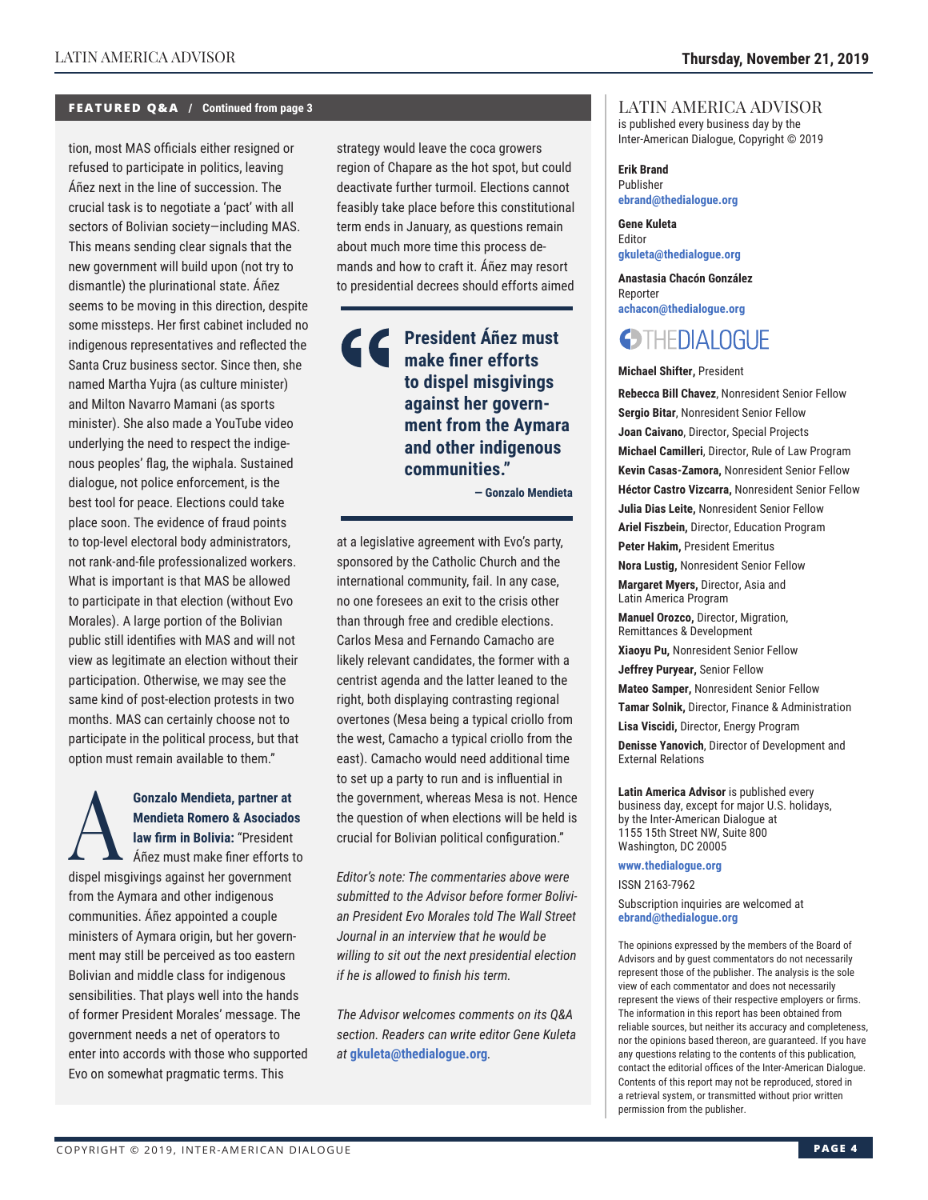**FEATURED Q&A / Continued from page 3**

tion, most MAS officials either resigned or refused to participate in politics, leaving Áñez next in the line of succession. The crucial task is to negotiate a 'pact' with all sectors of Bolivian society—including MAS. This means sending clear signals that the new government will build upon (not try to dismantle) the plurinational state. Áñez seems to be moving in this direction, despite some missteps. Her first cabinet included no indigenous representatives and reflected the Santa Cruz business sector. Since then, she named Martha Yujra (as culture minister) and Milton Navarro Mamani (as sports minister). She also made a YouTube video underlying the need to respect the indigenous peoples' flag, the wiphala. Sustained dialogue, not police enforcement, is the best tool for peace. Elections could take place soon. The evidence of fraud points to top-level electoral body administrators, not rank-and-file professionalized workers. What is important is that MAS be allowed to participate in that election (without Evo Morales). A large portion of the Bolivian public still identifies with MAS and will not view as legitimate an election without their participation. Otherwise, we may see the same kind of post-election protests in two months. MAS can certainly choose not to participate in the political process, but that option must remain available to them."

**A** **Gonzalo Mendieta, partner at Mendieta Romero & Asociados law firm in Bolivia:** "President Áñez must make finer efforts to dispel misgivings against her government from the Aymara and other indigenous communities. Áñez appointed a couple ministers of Aymara origin, but her government may still be perceived as too eastern Bolivian and middle class for indigenous sensibilities. That plays well into the hands of former President Morales' message. The government needs a net of operators to enter into accords with those who supported Evo on somewhat pragmatic terms. This strategy would leave the coca growers region of Chapare as the hot spot, but could deactivate further turmoil. Elections cannot feasibly take place before this constitutional term ends in January, as questions remain about much more time this process demands and how to craft it. Áñez may resort to presidential decrees should efforts aimed at a legislative agreement with Evo's party, sponsored by the Catholic Church and the international community, fail. In any case, no one foresees an exit to the crisis other than through free and credible elections. Carlos Mesa and Fernando Camacho are likely relevant candidates, the former with a centrist agenda and the latter leaned to the right, both displaying contrasting regional overtones (Mesa being a typical criollo from the west, Camacho a typical criollo from the east). Camacho would need additional time to set up a party to run and is influential in the government, whereas Mesa is not. Hence the question of when elections will be held is crucial for Bolivian political configuration."

> **"President Áñez must make finer efforts to dispel misgivings against her government from the Aymara and other indigenous communities."**
>
> **— Gonzalo Mendieta**

*Editor's note: The commentaries above were submitted to the Advisor before former Bolivian President Evo Morales told The Wall Street Journal in an interview that he would be willing to sit out the next presidential election if he is allowed to finish his term.*

*The Advisor welcomes comments on its Q&A section. Readers can write editor Gene Kuleta at* ***gkuleta@thedialogue.org****.*

---

LATIN AMERICA ADVISOR
is published every business day by the Inter-American Dialogue, Copyright © 2019

**Erik Brand**
Publisher
**ebrand@thedialogue.org**

**Gene Kuleta**
Editor
**gkuleta@thedialogue.org**

**Anastasia Chacón González**
Reporter
**achacon@thedialogue.org**

THEDIALOGUE

**Michael Shifter,** President
**Rebecca Bill Chavez**, Nonresident Senior Fellow
**Sergio Bitar**, Nonresident Senior Fellow
**Joan Caivano**, Director, Special Projects
**Michael Camilleri**, Director, Rule of Law Program
**Kevin Casas-Zamora,** Nonresident Senior Fellow
**Héctor Castro Vizcarra,** Nonresident Senior Fellow
**Julia Dias Leite,** Nonresident Senior Fellow
**Ariel Fiszbein,** Director, Education Program
**Peter Hakim,** President Emeritus
**Nora Lustig,** Nonresident Senior Fellow
**Margaret Myers,** Director, Asia and Latin America Program
**Manuel Orozco,** Director, Migration, Remittances & Development
**Xiaoyu Pu,** Nonresident Senior Fellow
**Jeffrey Puryear,** Senior Fellow
**Mateo Samper,** Nonresident Senior Fellow
**Tamar Solnik,** Director, Finance & Administration
**Lisa Viscidi,** Director, Energy Program
**Denisse Yanovich**, Director of Development and External Relations

**Latin America Advisor** is published every business day, except for major U.S. holidays, by the Inter-American Dialogue at
1155 15th Street NW, Suite 800
Washington, DC 20005

**www.thedialogue.org**

ISSN 2163-7962

Subscription inquiries are welcomed at
**ebrand@thedialogue.org**

The opinions expressed by the members of the Board of Advisors and by guest commentators do not necessarily represent those of the publisher. The analysis is the sole view of each commentator and does not necessarily represent the views of their respective employers or firms. The information in this report has been obtained from reliable sources, but neither its accuracy and completeness, nor the opinions based thereon, are guaranteed. If you have any questions relating to the contents of this publication, contact the editorial offices of the Inter-American Dialogue. Contents of this report may not be reproduced, stored in a retrieval system, or transmitted without prior written permission from the publisher.